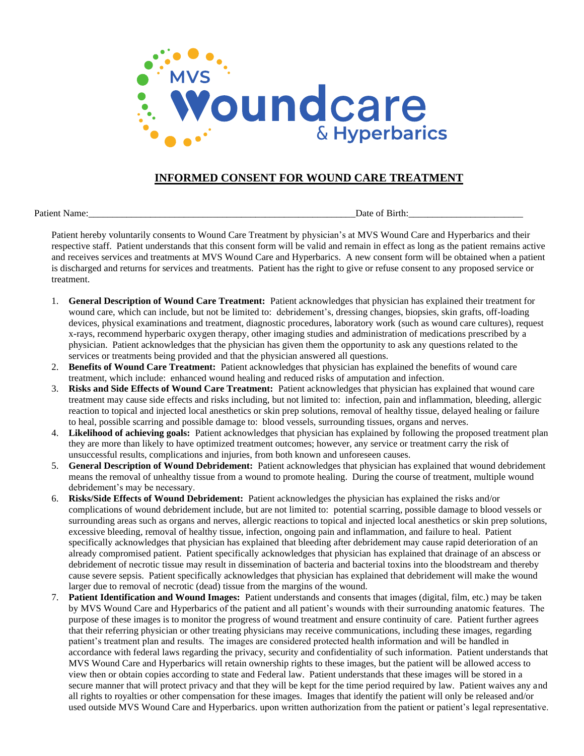MVS Woundcare & Hyperbarics

# INFORMED CONSENT FOR WOUND CARE TREATMENT

Patient Name:_______________________________________________________Date of Birth:________________________

Patient hereby voluntarily consents to Wound Care Treatment by physician's at MVS Wound Care and Hyperbarics and their respective staff. Patient understands that this consent form will be valid and remain in effect as long as the patient remains active and receives services and treatments at MVS Wound Care and Hyperbarics. A new consent form will be obtained when a patient is discharged and returns for services and treatments. Patient has the right to give or refuse consent to any proposed service or treatment.

1. **General Description of Wound Care Treatment:** Patient acknowledges that physician has explained their treatment for wound care, which can include, but not be limited to: debridement's, dressing changes, biopsies, skin grafts, off-loading devices, physical examinations and treatment, diagnostic procedures, laboratory work (such as wound care cultures), request x-rays, recommend hyperbaric oxygen therapy, other imaging studies and administration of medications prescribed by a physician. Patient acknowledges that the physician has given them the opportunity to ask any questions related to the services or treatments being provided and that the physician answered all questions.
2. **Benefits of Wound Care Treatment:** Patient acknowledges that physician has explained the benefits of wound care treatment, which include: enhanced wound healing and reduced risks of amputation and infection.
3. **Risks and Side Effects of Wound Care Treatment:** Patient acknowledges that physician has explained that wound care treatment may cause side effects and risks including, but not limited to: infection, pain and inflammation, bleeding, allergic reaction to topical and injected local anesthetics or skin prep solutions, removal of healthy tissue, delayed healing or failure to heal, possible scarring and possible damage to: blood vessels, surrounding tissues, organs and nerves.
4. **Likelihood of achieving goals:** Patient acknowledges that physician has explained by following the proposed treatment plan they are more than likely to have optimized treatment outcomes; however, any service or treatment carry the risk of unsuccessful results, complications and injuries, from both known and unforeseen causes.
5. **General Description of Wound Debridement:** Patient acknowledges that physician has explained that wound debridement means the removal of unhealthy tissue from a wound to promote healing. During the course of treatment, multiple wound debridement's may be necessary.
6. **Risks/Side Effects of Wound Debridement:** Patient acknowledges the physician has explained the risks and/or complications of wound debridement include, but are not limited to: potential scarring, possible damage to blood vessels or surrounding areas such as organs and nerves, allergic reactions to topical and injected local anesthetics or skin prep solutions, excessive bleeding, removal of healthy tissue, infection, ongoing pain and inflammation, and failure to heal. Patient specifically acknowledges that physician has explained that bleeding after debridement may cause rapid deterioration of an already compromised patient. Patient specifically acknowledges that physician has explained that drainage of an abscess or debridement of necrotic tissue may result in dissemination of bacteria and bacterial toxins into the bloodstream and thereby cause severe sepsis. Patient specifically acknowledges that physician has explained that debridement will make the wound larger due to removal of necrotic (dead) tissue from the margins of the wound.
7. **Patient Identification and Wound Images:** Patient understands and consents that images (digital, film, etc.) may be taken by MVS Wound Care and Hyperbarics of the patient and all patient's wounds with their surrounding anatomic features. The purpose of these images is to monitor the progress of wound treatment and ensure continuity of care. Patient further agrees that their referring physician or other treating physicians may receive communications, including these images, regarding patient's treatment plan and results. The images are considered protected health information and will be handled in accordance with federal laws regarding the privacy, security and confidentiality of such information. Patient understands that MVS Wound Care and Hyperbarics will retain ownership rights to these images, but the patient will be allowed access to view then or obtain copies according to state and Federal law. Patient understands that these images will be stored in a secure manner that will protect privacy and that they will be kept for the time period required by law. Patient waives any and all rights to royalties or other compensation for these images. Images that identify the patient will only be released and/or used outside MVS Wound Care and Hyperbarics. upon written authorization from the patient or patient's legal representative.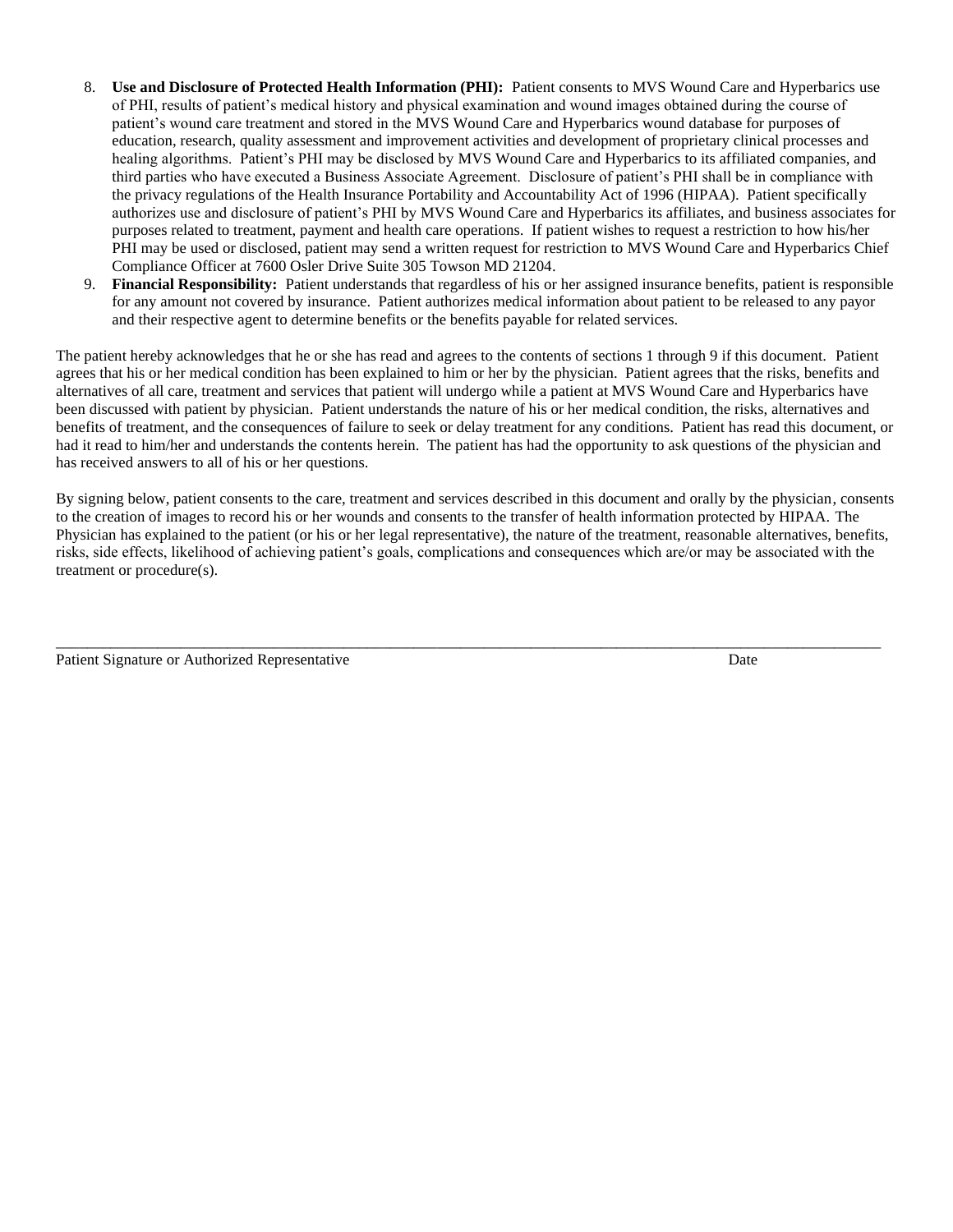8. **Use and Disclosure of Protected Health Information (PHI):** Patient consents to MVS Wound Care and Hyperbarics use of PHI, results of patient's medical history and physical examination and wound images obtained during the course of patient's wound care treatment and stored in the MVS Wound Care and Hyperbarics wound database for purposes of education, research, quality assessment and improvement activities and development of proprietary clinical processes and healing algorithms. Patient's PHI may be disclosed by MVS Wound Care and Hyperbarics to its affiliated companies, and third parties who have executed a Business Associate Agreement. Disclosure of patient's PHI shall be in compliance with the privacy regulations of the Health Insurance Portability and Accountability Act of 1996 (HIPAA). Patient specifically authorizes use and disclosure of patient's PHI by MVS Wound Care and Hyperbarics its affiliates, and business associates for purposes related to treatment, payment and health care operations. If patient wishes to request a restriction to how his/her PHI may be used or disclosed, patient may send a written request for restriction to MVS Wound Care and Hyperbarics Chief Compliance Officer at 7600 Osler Drive Suite 305 Towson MD 21204.
9. **Financial Responsibility:** Patient understands that regardless of his or her assigned insurance benefits, patient is responsible for any amount not covered by insurance. Patient authorizes medical information about patient to be released to any payor and their respective agent to determine benefits or the benefits payable for related services.

The patient hereby acknowledges that he or she has read and agrees to the contents of sections 1 through 9 if this document. Patient agrees that his or her medical condition has been explained to him or her by the physician. Patient agrees that the risks, benefits and alternatives of all care, treatment and services that patient will undergo while a patient at MVS Wound Care and Hyperbarics have been discussed with patient by physician. Patient understands the nature of his or her medical condition, the risks, alternatives and benefits of treatment, and the consequences of failure to seek or delay treatment for any conditions. Patient has read this document, or had it read to him/her and understands the contents herein. The patient has had the opportunity to ask questions of the physician and has received answers to all of his or her questions.

By signing below, patient consents to the care, treatment and services described in this document and orally by the physician, consents to the creation of images to record his or her wounds and consents to the transfer of health information protected by HIPAA. The Physician has explained to the patient (or his or her legal representative), the nature of the treatment, reasonable alternatives, benefits, risks, side effects, likelihood of achieving patient's goals, complications and consequences which are/or may be associated with the treatment or procedure(s).

______________________________________________________________________________

Patient Signature or Authorized Representative                                                                 Date